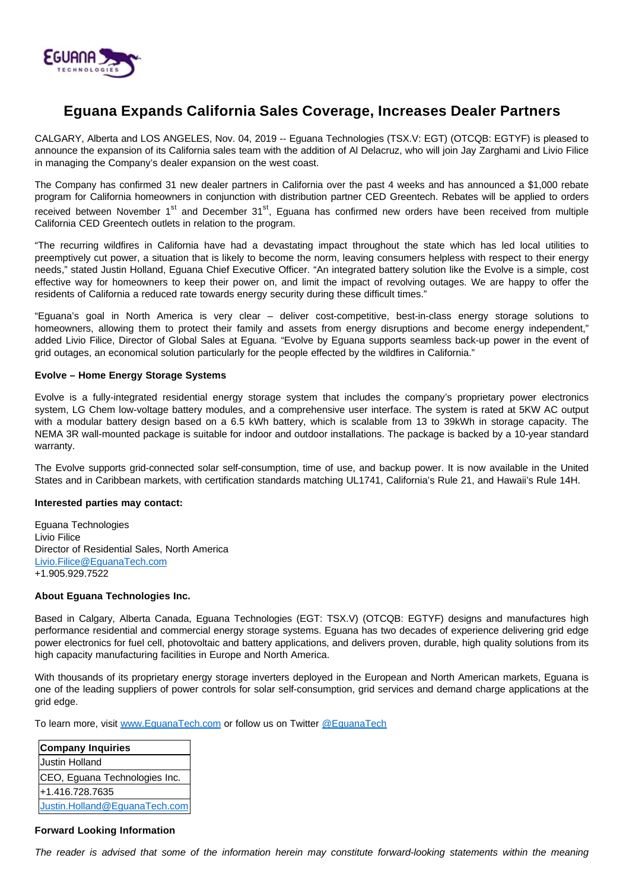# Eguana Expands California Sales Coverage, Increases Dealer Partners

CALGARY, Alberta and LOS ANGELES, Nov. 04, 2019 -- Eguana Technologies (TSX.V: EGT) (OTCQB: EGTYF) is pleased to announce the expansion of its California sales team with the addition of Al Delacruz, who will join Jay Zarghami and Livio Filice in managing the Company's dealer expansion on the west coast.

The Company has confirmed 31 new dealer partners in California over the past 4 weeks and has announced a $1,000 rebate program for California homeowners in conjunction with distribution partner CED Greentech. Rebates will be applied to orders received between November 1st and December 31st, Eguana has confirmed new orders have been received from multiple California CED Greentech outlets in relation to the program.

"The recurring wildfires in California have had a devastating impact throughout the state which has led local utilities to preemptively cut power, a situation that is likely to become the norm, leaving consumers helpless with respect to their energy needs," stated Justin Holland, Eguana Chief Executive Officer. "An integrated battery solution like the Evolve is a simple, cost effective way for homeowners to keep their power on, and limit the impact of revolving outages. We are happy to offer the residents of California a reduced rate towards energy security during these difficult times."

"Eguana's goal in North America is very clear – deliver cost-competitive, best-in-class energy storage solutions to homeowners, allowing them to protect their family and assets from energy disruptions and become energy independent," added Livio Filice, Director of Global Sales at Eguana. "Evolve by Eguana supports seamless back-up power in the event of grid outages, an economical solution particularly for the people effected by the wildfires in California."

**Evolve – Home Energy Storage Systems**

Evolve is a fully-integrated residential energy storage system that includes the company's proprietary power electronics system, LG Chem low-voltage battery modules, and a comprehensive user interface. The system is rated at 5KW AC output with a modular battery design based on a 6.5 kWh battery, which is scalable from 13 to 39kWh in storage capacity. The NEMA 3R wall-mounted package is suitable for indoor and outdoor installations. The package is backed by a 10-year standard warranty.

The Evolve supports grid-connected solar self-consumption, time of use, and backup power. It is now available in the United States and in Caribbean markets, with certification standards matching UL1741, California's Rule 21, and Hawaii's Rule 14H.

**Interested parties may contact:**

Eguana Technologies
Livio Filice
Director of Residential Sales, North America
Livio.Filice@EguanaTech.com
+1.905.929.7522

**About Eguana Technologies Inc.**

Based in Calgary, Alberta Canada, Eguana Technologies (EGT: TSX.V) (OTCQB: EGTYF) designs and manufactures high performance residential and commercial energy storage systems. Eguana has two decades of experience delivering grid edge power electronics for fuel cell, photovoltaic and battery applications, and delivers proven, durable, high quality solutions from its high capacity manufacturing facilities in Europe and North America.

With thousands of its proprietary energy storage inverters deployed in the European and North American markets, Eguana is one of the leading suppliers of power controls for solar self-consumption, grid services and demand charge applications at the grid edge.

To learn more, visit www.EguanaTech.com or follow us on Twitter @EguanaTech

| **Company Inquiries** |
| --- |
| Justin Holland |
| CEO, Eguana Technologies Inc. |
| +1.416.728.7635 |
| Justin.Holland@EguanaTech.com |

**Forward Looking Information**

*The reader is advised that some of the information herein may constitute forward-looking statements within the meaning*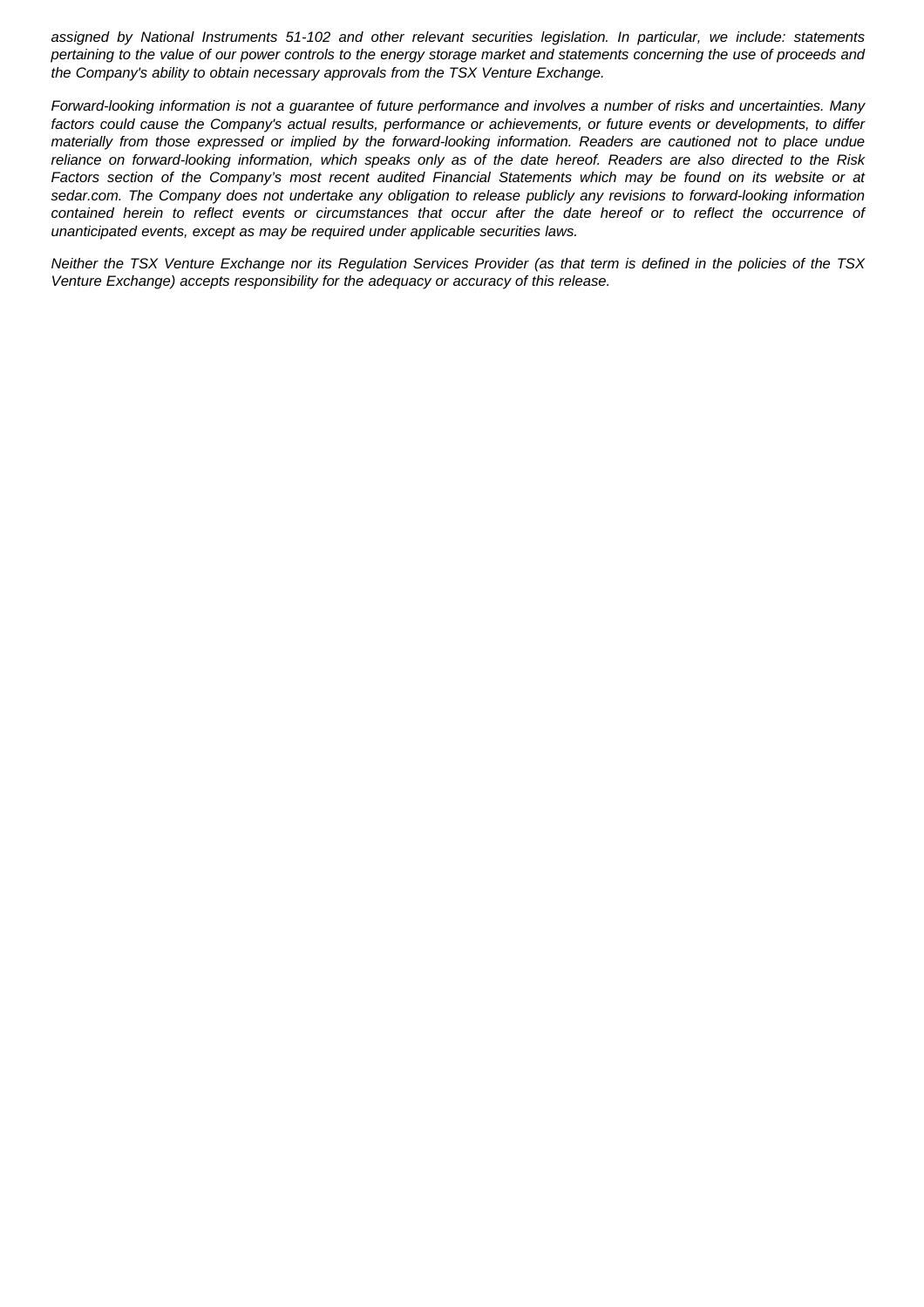*assigned by National Instruments 51-102 and other relevant securities legislation. In particular, we include: statements pertaining to the value of our power controls to the energy storage market and statements concerning the use of proceeds and the Company's ability to obtain necessary approvals from the TSX Venture Exchange.*

*Forward-looking information is not a guarantee of future performance and involves a number of risks and uncertainties. Many factors could cause the Company's actual results, performance or achievements, or future events or developments, to differ materially from those expressed or implied by the forward-looking information. Readers are cautioned not to place undue reliance on forward-looking information, which speaks only as of the date hereof. Readers are also directed to the Risk Factors section of the Company's most recent audited Financial Statements which may be found on its website or at sedar.com. The Company does not undertake any obligation to release publicly any revisions to forward-looking information contained herein to reflect events or circumstances that occur after the date hereof or to reflect the occurrence of unanticipated events, except as may be required under applicable securities laws.*

*Neither the TSX Venture Exchange nor its Regulation Services Provider (as that term is defined in the policies of the TSX Venture Exchange) accepts responsibility for the adequacy or accuracy of this release.*